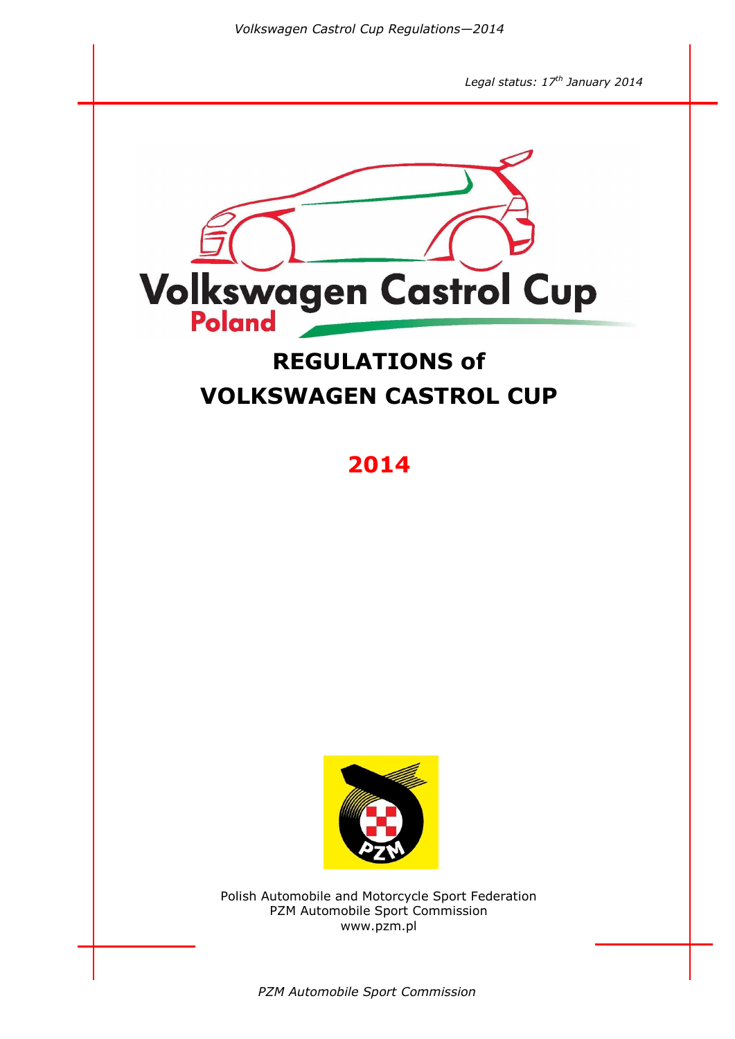*Legal status: 17th January 2014*

# REGULATIONS of VOLKSWAGEN CASTROL CUP

## 2014

Polish Automobile and Motorcycle Sport Federation
PZM Automobile Sport Commission
www.pzm.pl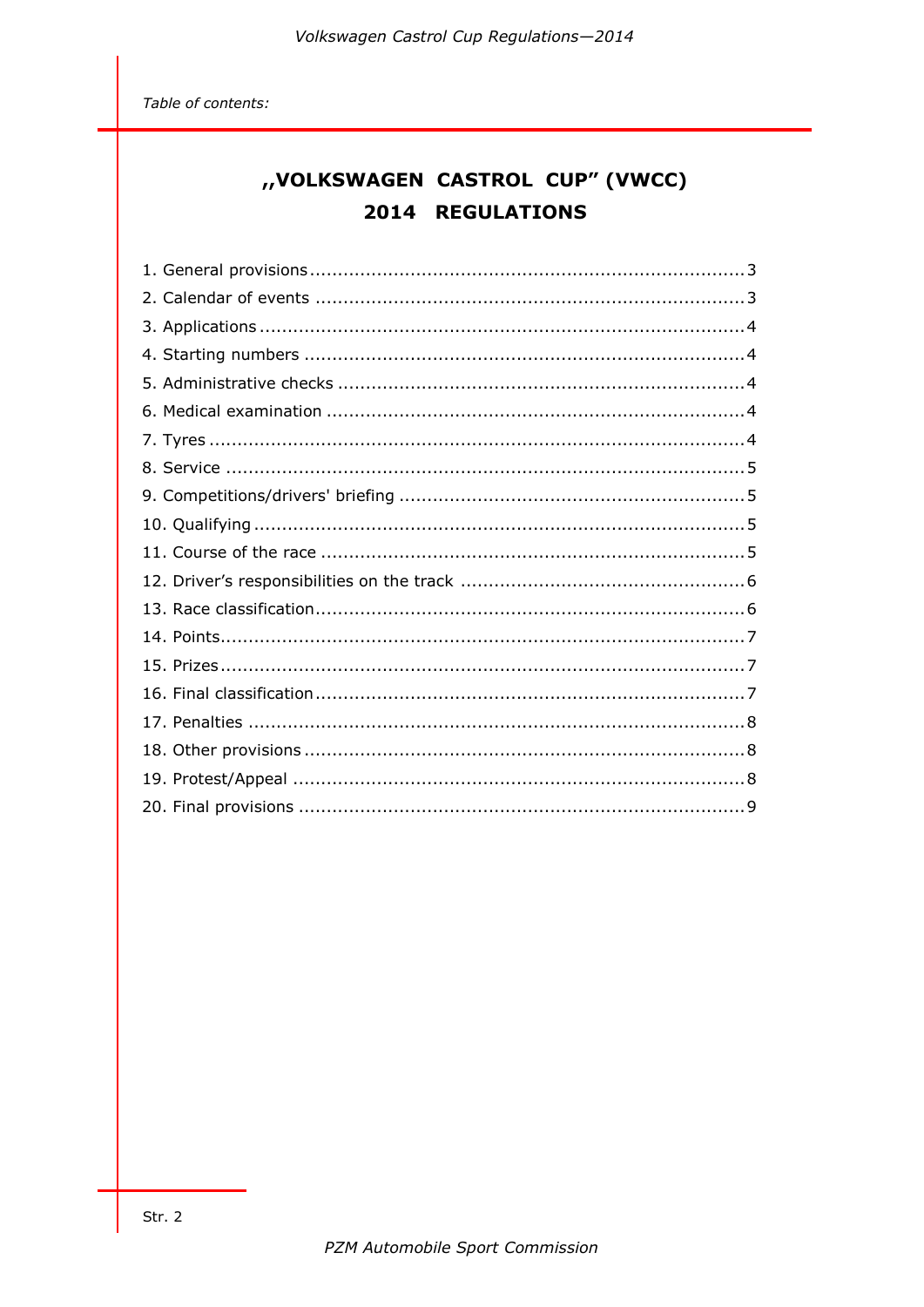*Table of contents:*

# ,,VOLKSWAGEN CASTROL CUP" (VWCC) 2014 REGULATIONS

1. General provisions .......... 3
2. Calendar of events .......... 3
3. Applications .......... 4
4. Starting numbers .......... 4
5. Administrative checks .......... 4
6. Medical examination .......... 4
7. Tyres .......... 4
8. Service .......... 5
9. Competitions/drivers' briefing .......... 5
10. Qualifying .......... 5
11. Course of the race .......... 5
12. Driver's responsibilities on the track .......... 6
13. Race classification .......... 6
14. Points .......... 7
15. Prizes .......... 7
16. Final classification .......... 7
17. Penalties .......... 8
18. Other provisions .......... 8
19. Protest/Appeal .......... 8
20. Final provisions .......... 9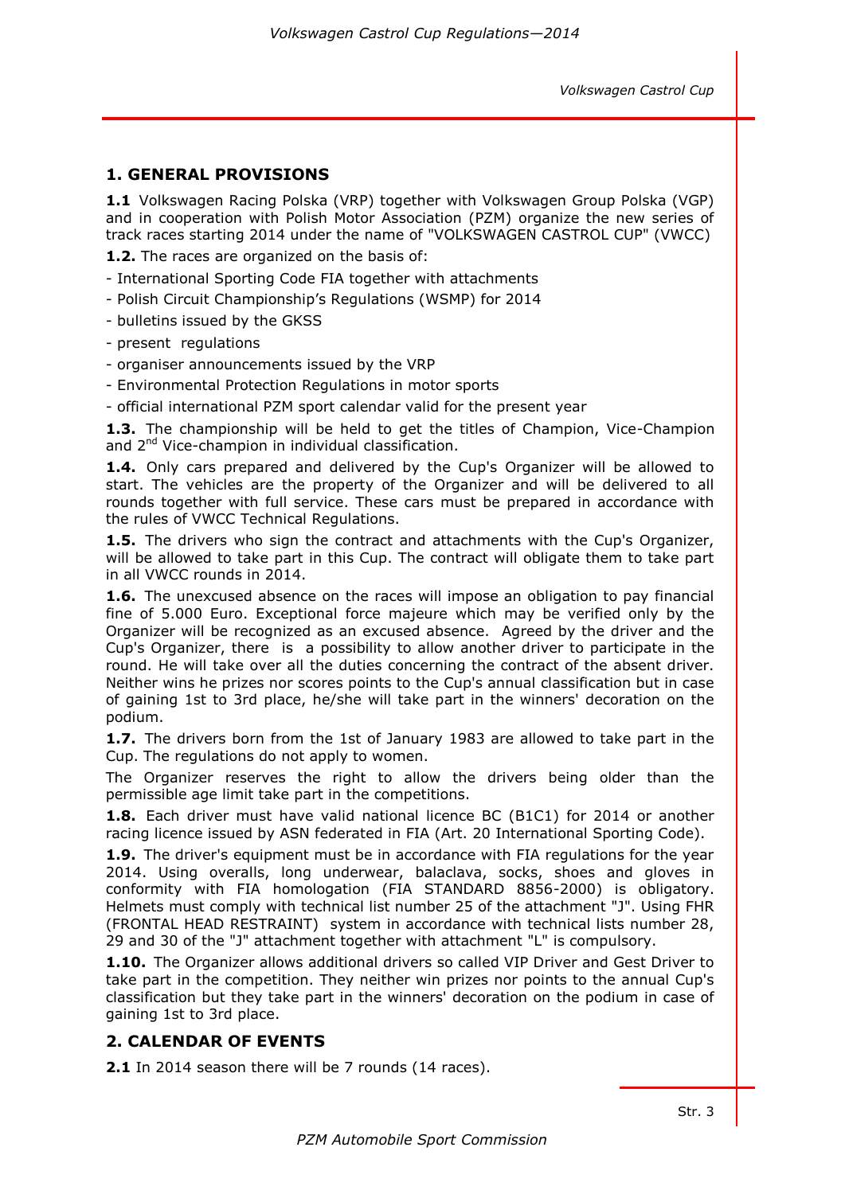## 1. GENERAL PROVISIONS

**1.1** Volkswagen Racing Polska (VRP) together with Volkswagen Group Polska (VGP) and in cooperation with Polish Motor Association (PZM) organize the new series of track races starting 2014 under the name of "VOLKSWAGEN CASTROL CUP" (VWCC)

**1.2.** The races are organized on the basis of:

- International Sporting Code FIA together with attachments
- Polish Circuit Championship's Regulations (WSMP) for 2014
- bulletins issued by the GKSS
- present regulations
- organiser announcements issued by the VRP
- Environmental Protection Regulations in motor sports
- official international PZM sport calendar valid for the present year

**1.3.** The championship will be held to get the titles of Champion, Vice-Champion and 2nd Vice-champion in individual classification.

**1.4.** Only cars prepared and delivered by the Cup's Organizer will be allowed to start. The vehicles are the property of the Organizer and will be delivered to all rounds together with full service. These cars must be prepared in accordance with the rules of VWCC Technical Regulations.

**1.5.** The drivers who sign the contract and attachments with the Cup's Organizer, will be allowed to take part in this Cup. The contract will obligate them to take part in all VWCC rounds in 2014.

**1.6.** The unexcused absence on the races will impose an obligation to pay financial fine of 5.000 Euro. Exceptional force majeure which may be verified only by the Organizer will be recognized as an excused absence. Agreed by the driver and the Cup's Organizer, there is a possibility to allow another driver to participate in the round. He will take over all the duties concerning the contract of the absent driver. Neither wins he prizes nor scores points to the Cup's annual classification but in case of gaining 1st to 3rd place, he/she will take part in the winners' decoration on the podium.

**1.7.** The drivers born from the 1st of January 1983 are allowed to take part in the Cup. The regulations do not apply to women.

The Organizer reserves the right to allow the drivers being older than the permissible age limit take part in the competitions.

**1.8.** Each driver must have valid national licence BC (B1C1) for 2014 or another racing licence issued by ASN federated in FIA (Art. 20 International Sporting Code).

**1.9.** The driver's equipment must be in accordance with FIA regulations for the year 2014. Using overalls, long underwear, balaclava, socks, shoes and gloves in conformity with FIA homologation (FIA STANDARD 8856-2000) is obligatory. Helmets must comply with technical list number 25 of the attachment "J". Using FHR (FRONTAL HEAD RESTRAINT) system in accordance with technical lists number 28, 29 and 30 of the "J" attachment together with attachment "L" is compulsory.

**1.10.** The Organizer allows additional drivers so called VIP Driver and Gest Driver to take part in the competition. They neither win prizes nor points to the annual Cup's classification but they take part in the winners' decoration on the podium in case of gaining 1st to 3rd place.

## 2. CALENDAR OF EVENTS

**2.1** In 2014 season there will be 7 rounds (14 races).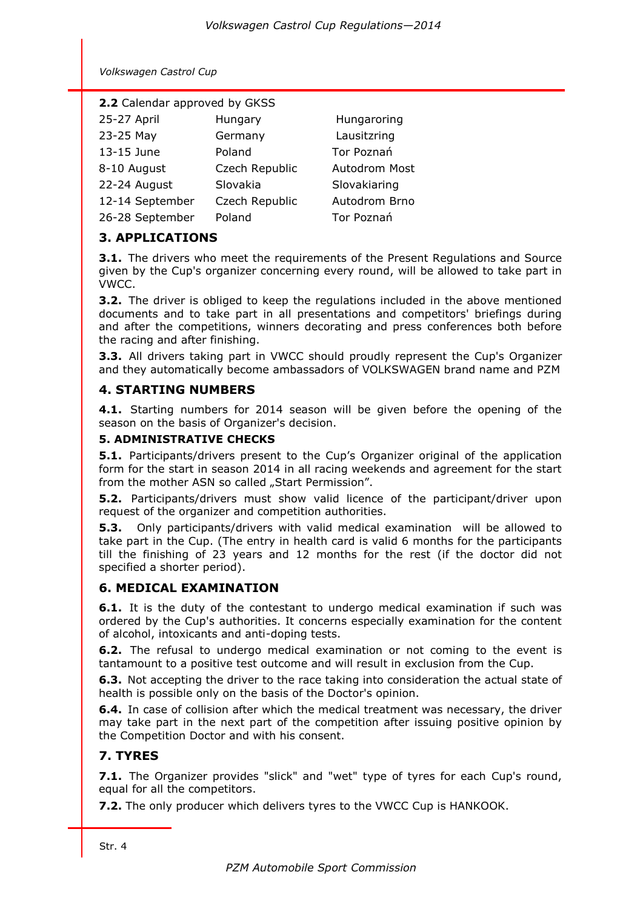**2.2** Calendar approved by GKSS

| | | |
|---|---|---|
| 25-27 April | Hungary | Hungaroring |
| 23-25 May | Germany | Lausitzring |
| 13-15 June | Poland | Tor Poznań |
| 8-10 August | Czech Republic | Autodrom Most |
| 22-24 August | Slovakia | Slovakiaring |
| 12-14 September | Czech Republic | Autodrom Brno |
| 26-28 September | Poland | Tor Poznań |

## 3. APPLICATIONS

**3.1.** The drivers who meet the requirements of the Present Regulations and Source given by the Cup's organizer concerning every round, will be allowed to take part in VWCC.

**3.2.** The driver is obliged to keep the regulations included in the above mentioned documents and to take part in all presentations and competitors' briefings during and after the competitions, winners decorating and press conferences both before the racing and after finishing.

**3.3.** All drivers taking part in VWCC should proudly represent the Cup's Organizer and they automatically become ambassadors of VOLKSWAGEN brand name and PZM

## 4. STARTING NUMBERS

**4.1.** Starting numbers for 2014 season will be given before the opening of the season on the basis of Organizer's decision.

### 5. ADMINISTRATIVE CHECKS

**5.1.** Participants/drivers present to the Cup's Organizer original of the application form for the start in season 2014 in all racing weekends and agreement for the start from the mother ASN so called „Start Permission".

**5.2.** Participants/drivers must show valid licence of the participant/driver upon request of the organizer and competition authorities.

**5.3.** Only participants/drivers with valid medical examination will be allowed to take part in the Cup. (The entry in health card is valid 6 months for the participants till the finishing of 23 years and 12 months for the rest (if the doctor did not specified a shorter period).

## 6. MEDICAL EXAMINATION

**6.1.** It is the duty of the contestant to undergo medical examination if such was ordered by the Cup's authorities. It concerns especially examination for the content of alcohol, intoxicants and anti-doping tests.

**6.2.** The refusal to undergo medical examination or not coming to the event is tantamount to a positive test outcome and will result in exclusion from the Cup.

**6.3.** Not accepting the driver to the race taking into consideration the actual state of health is possible only on the basis of the Doctor's opinion.

**6.4.** In case of collision after which the medical treatment was necessary, the driver may take part in the next part of the competition after issuing positive opinion by the Competition Doctor and with his consent.

## 7. TYRES

**7.1.** The Organizer provides "slick" and "wet" type of tyres for each Cup's round, equal for all the competitors.

**7.2.** The only producer which delivers tyres to the VWCC Cup is HANKOOK.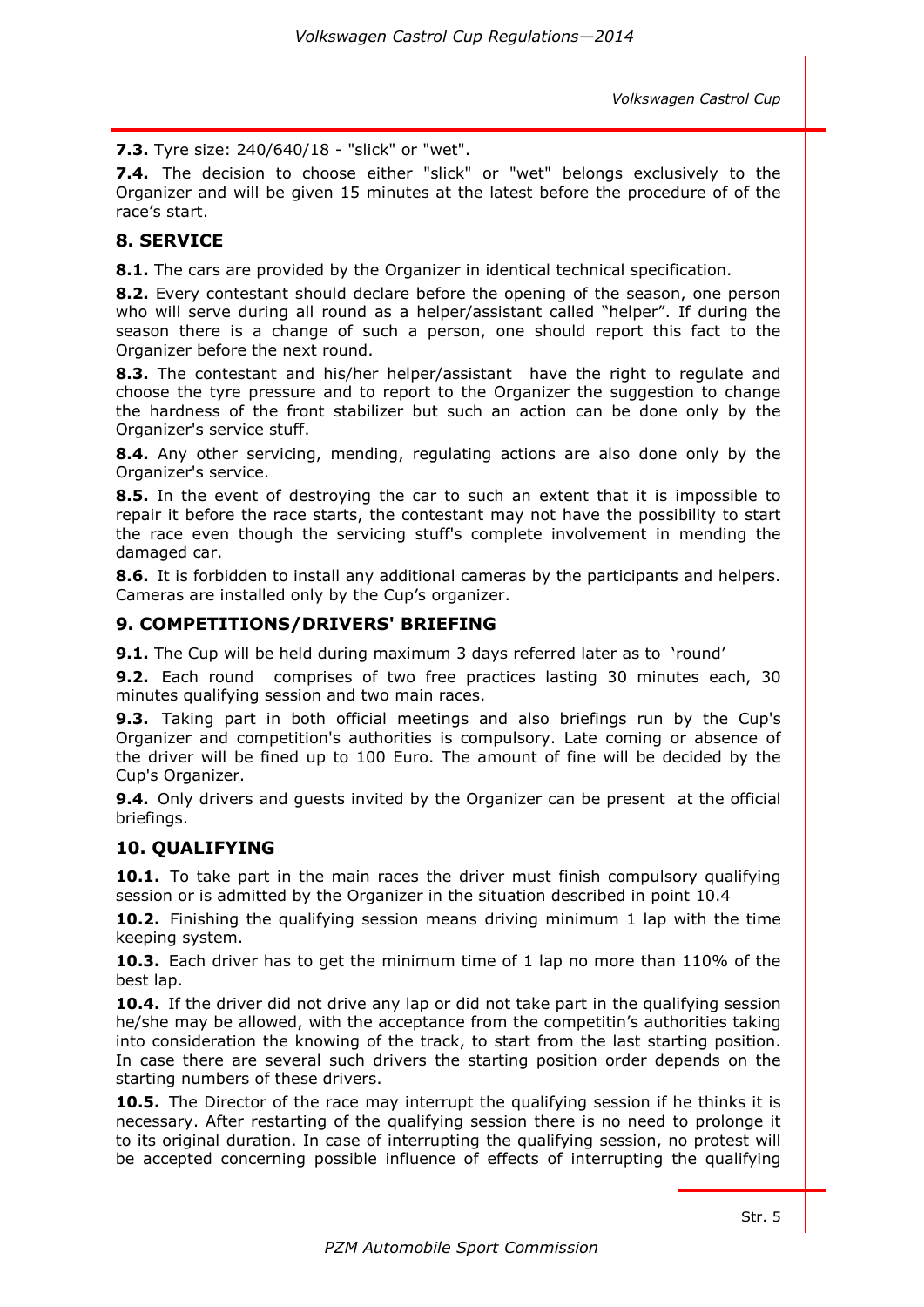**7.3.** Tyre size: 240/640/18 - "slick" or "wet".

**7.4.** The decision to choose either "slick" or "wet" belongs exclusively to the Organizer and will be given 15 minutes at the latest before the procedure of of the race's start.

## 8. SERVICE

**8.1.** The cars are provided by the Organizer in identical technical specification.

**8.2.** Every contestant should declare before the opening of the season, one person who will serve during all round as a helper/assistant called "helper". If during the season there is a change of such a person, one should report this fact to the Organizer before the next round.

**8.3.** The contestant and his/her helper/assistant have the right to regulate and choose the tyre pressure and to report to the Organizer the suggestion to change the hardness of the front stabilizer but such an action can be done only by the Organizer's service stuff.

**8.4.** Any other servicing, mending, regulating actions are also done only by the Organizer's service.

**8.5.** In the event of destroying the car to such an extent that it is impossible to repair it before the race starts, the contestant may not have the possibility to start the race even though the servicing stuff's complete involvement in mending the damaged car.

**8.6.** It is forbidden to install any additional cameras by the participants and helpers. Cameras are installed only by the Cup's organizer.

## 9. COMPETITIONS/DRIVERS' BRIEFING

**9.1.** The Cup will be held during maximum 3 days referred later as to 'round'

**9.2.** Each round comprises of two free practices lasting 30 minutes each, 30 minutes qualifying session and two main races.

**9.3.** Taking part in both official meetings and also briefings run by the Cup's Organizer and competition's authorities is compulsory. Late coming or absence of the driver will be fined up to 100 Euro. The amount of fine will be decided by the Cup's Organizer.

**9.4.** Only drivers and guests invited by the Organizer can be present at the official briefings.

## 10. QUALIFYING

**10.1.** To take part in the main races the driver must finish compulsory qualifying session or is admitted by the Organizer in the situation described in point 10.4

**10.2.** Finishing the qualifying session means driving minimum 1 lap with the time keeping system.

**10.3.** Each driver has to get the minimum time of 1 lap no more than 110% of the best lap.

**10.4.** If the driver did not drive any lap or did not take part in the qualifying session he/she may be allowed, with the acceptance from the competitin's authorities taking into consideration the knowing of the track, to start from the last starting position. In case there are several such drivers the starting position order depends on the starting numbers of these drivers.

**10.5.** The Director of the race may interrupt the qualifying session if he thinks it is necessary. After restarting of the qualifying session there is no need to prolonge it to its original duration. In case of interrupting the qualifying session, no protest will be accepted concerning possible influence of effects of interrupting the qualifying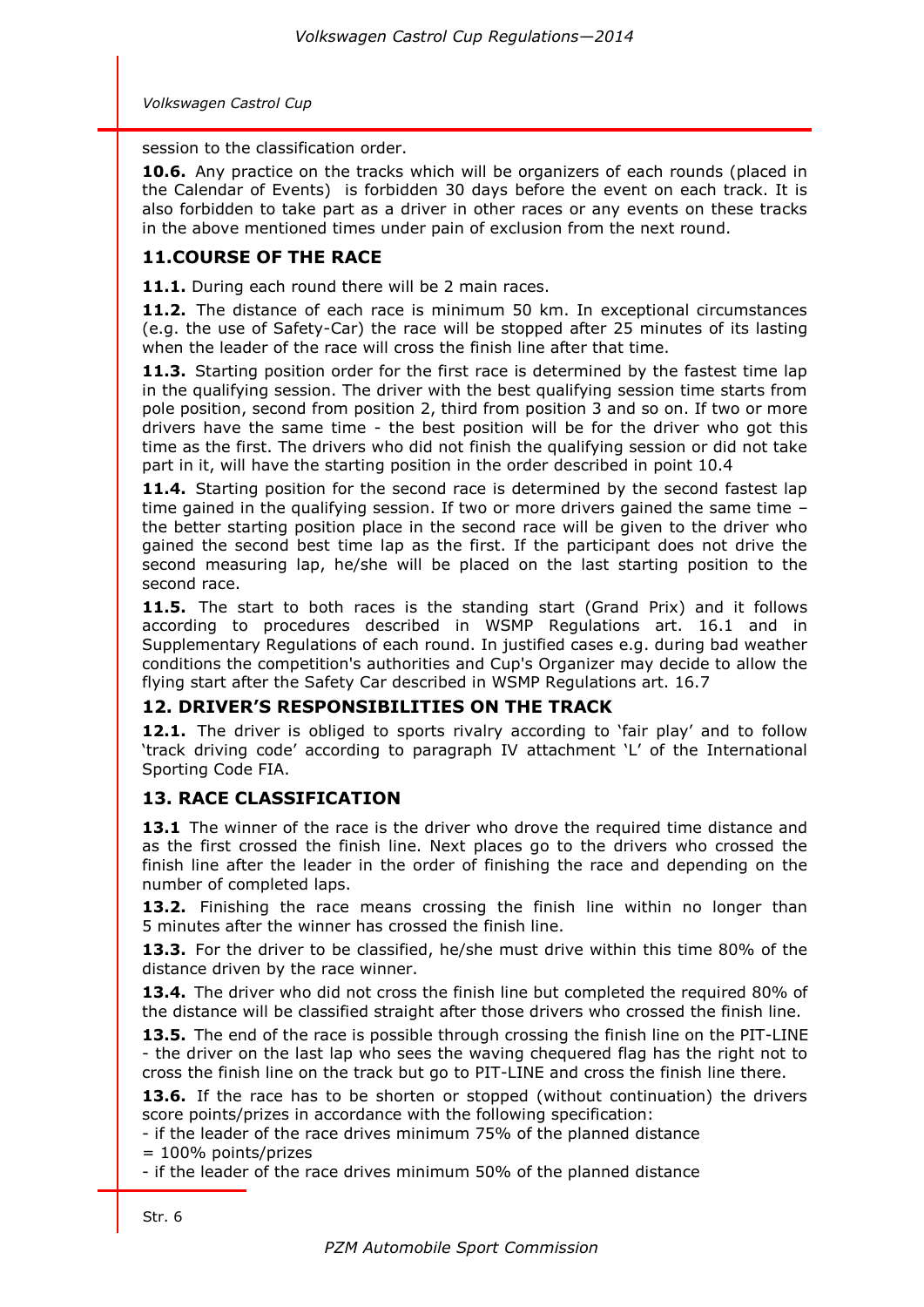session to the classification order.

**10.6.** Any practice on the tracks which will be organizers of each rounds (placed in the Calendar of Events) is forbidden 30 days before the event on each track. It is also forbidden to take part as a driver in other races or any events on these tracks in the above mentioned times under pain of exclusion from the next round.

## 11.COURSE OF THE RACE

**11.1.** During each round there will be 2 main races.

**11.2.** The distance of each race is minimum 50 km. In exceptional circumstances (e.g. the use of Safety-Car) the race will be stopped after 25 minutes of its lasting when the leader of the race will cross the finish line after that time.

**11.3.** Starting position order for the first race is determined by the fastest time lap in the qualifying session. The driver with the best qualifying session time starts from pole position, second from position 2, third from position 3 and so on. If two or more drivers have the same time - the best position will be for the driver who got this time as the first. The drivers who did not finish the qualifying session or did not take part in it, will have the starting position in the order described in point 10.4

**11.4.** Starting position for the second race is determined by the second fastest lap time gained in the qualifying session. If two or more drivers gained the same time – the better starting position place in the second race will be given to the driver who gained the second best time lap as the first. If the participant does not drive the second measuring lap, he/she will be placed on the last starting position to the second race.

**11.5.** The start to both races is the standing start (Grand Prix) and it follows according to procedures described in WSMP Regulations art. 16.1 and in Supplementary Regulations of each round. In justified cases e.g. during bad weather conditions the competition's authorities and Cup's Organizer may decide to allow the flying start after the Safety Car described in WSMP Regulations art. 16.7

## 12. DRIVER'S RESPONSIBILITIES ON THE TRACK

**12.1.** The driver is obliged to sports rivalry according to 'fair play' and to follow 'track driving code' according to paragraph IV attachment 'L' of the International Sporting Code FIA.

## 13. RACE CLASSIFICATION

**13.1** The winner of the race is the driver who drove the required time distance and as the first crossed the finish line. Next places go to the drivers who crossed the finish line after the leader in the order of finishing the race and depending on the number of completed laps.

**13.2.** Finishing the race means crossing the finish line within no longer than 5 minutes after the winner has crossed the finish line.

**13.3.** For the driver to be classified, he/she must drive within this time 80% of the distance driven by the race winner.

**13.4.** The driver who did not cross the finish line but completed the required 80% of the distance will be classified straight after those drivers who crossed the finish line.

**13.5.** The end of the race is possible through crossing the finish line on the PIT-LINE - the driver on the last lap who sees the waving chequered flag has the right not to cross the finish line on the track but go to PIT-LINE and cross the finish line there.

**13.6.** If the race has to be shorten or stopped (without continuation) the drivers score points/prizes in accordance with the following specification:

- if the leader of the race drives minimum 75% of the planned distance = 100% points/prizes
- if the leader of the race drives minimum 50% of the planned distance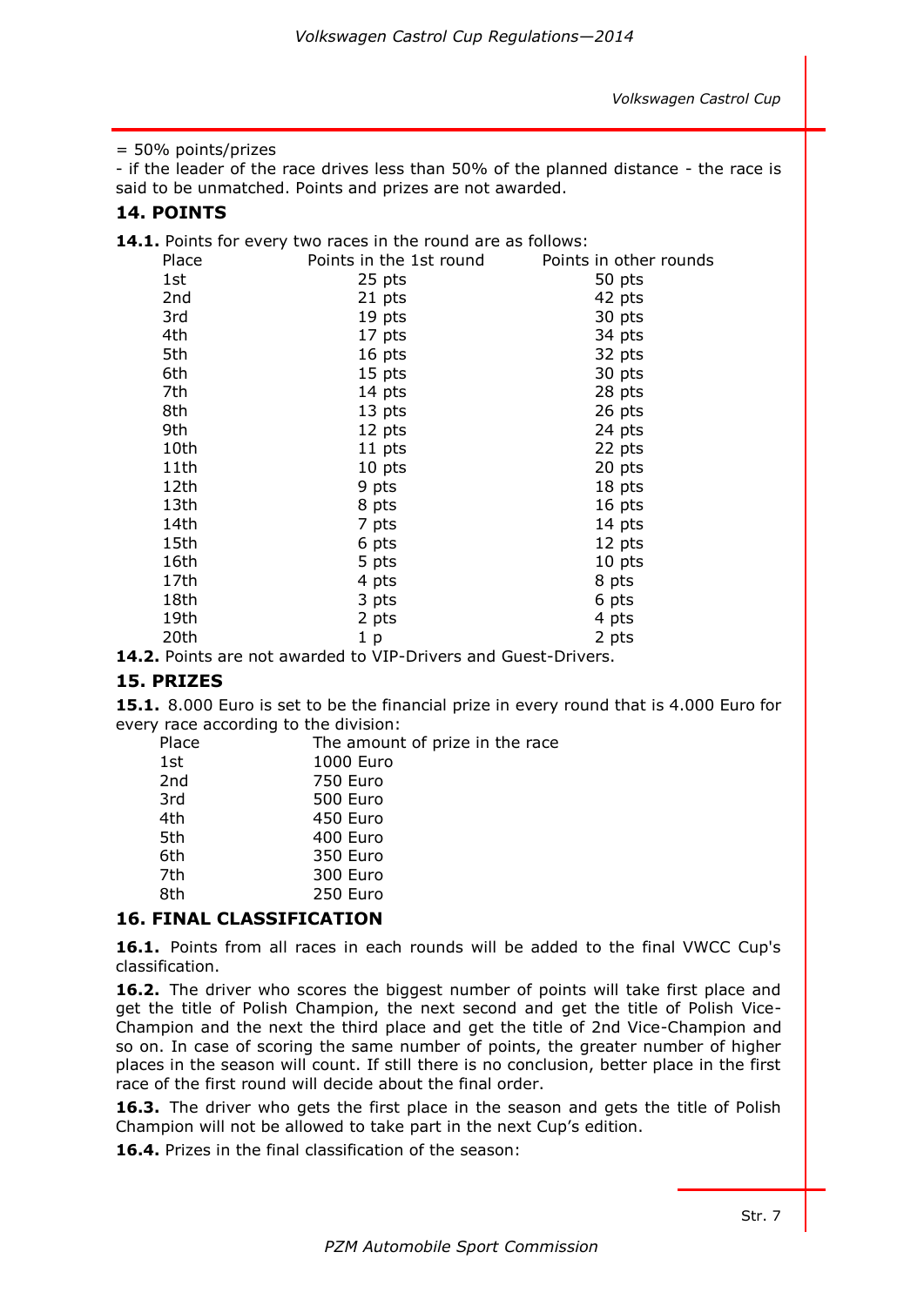= 50% points/prizes

- if the leader of the race drives less than 50% of the planned distance - the race is said to be unmatched. Points and prizes are not awarded.

## 14. POINTS

**14.1.** Points for every two races in the round are as follows:

| Place | Points in the 1st round | Points in other rounds |
|---|---|---|
| 1st | 25 pts | 50 pts |
| 2nd | 21 pts | 42 pts |
| 3rd | 19 pts | 30 pts |
| 4th | 17 pts | 34 pts |
| 5th | 16 pts | 32 pts |
| 6th | 15 pts | 30 pts |
| 7th | 14 pts | 28 pts |
| 8th | 13 pts | 26 pts |
| 9th | 12 pts | 24 pts |
| 10th | 11 pts | 22 pts |
| 11th | 10 pts | 20 pts |
| 12th | 9 pts | 18 pts |
| 13th | 8 pts | 16 pts |
| 14th | 7 pts | 14 pts |
| 15th | 6 pts | 12 pts |
| 16th | 5 pts | 10 pts |
| 17th | 4 pts | 8 pts |
| 18th | 3 pts | 6 pts |
| 19th | 2 pts | 4 pts |
| 20th | 1 p | 2 pts |

**14.2.** Points are not awarded to VIP-Drivers and Guest-Drivers.

## 15. PRIZES

**15.1.** 8.000 Euro is set to be the financial prize in every round that is 4.000 Euro for every race according to the division:

| Place | The amount of prize in the race |
|---|---|
| 1st | 1000 Euro |
| 2nd | 750 Euro |
| 3rd | 500 Euro |
| 4th | 450 Euro |
| 5th | 400 Euro |
| 6th | 350 Euro |
| 7th | 300 Euro |
| 8th | 250 Euro |

## 16. FINAL CLASSIFICATION

**16.1.** Points from all races in each rounds will be added to the final VWCC Cup's classification.

**16.2.** The driver who scores the biggest number of points will take first place and get the title of Polish Champion, the next second and get the title of Polish Vice-Champion and the next the third place and get the title of 2nd Vice-Champion and so on. In case of scoring the same number of points, the greater number of higher places in the season will count. If still there is no conclusion, better place in the first race of the first round will decide about the final order.

**16.3.** The driver who gets the first place in the season and gets the title of Polish Champion will not be allowed to take part in the next Cup's edition.

**16.4.** Prizes in the final classification of the season: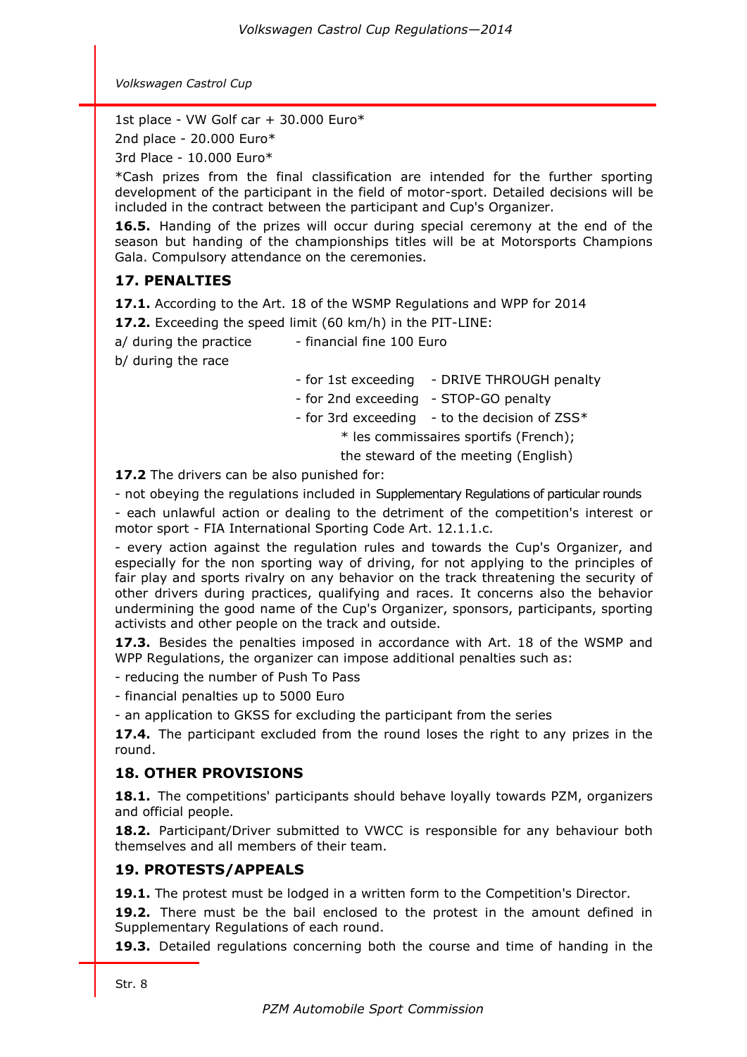1st place - VW Golf car + 30.000 Euro*

2nd place - 20.000 Euro*

3rd Place - 10.000 Euro*

*Cash prizes from the final classification are intended for the further sporting development of the participant in the field of motor-sport. Detailed decisions will be included in the contract between the participant and Cup's Organizer.

**16.5.** Handing of the prizes will occur during special ceremony at the end of the season but handing of the championships titles will be at Motorsports Champions Gala. Compulsory attendance on the ceremonies.

## 17. PENALTIES

**17.1.** According to the Art. 18 of the WSMP Regulations and WPP for 2014

**17.2.** Exceeding the speed limit (60 km/h) in the PIT-LINE:

a/ during the practice - financial fine 100 Euro

b/ during the race

- for 1st exceeding - DRIVE THROUGH penalty
- for 2nd exceeding - STOP-GO penalty
- for 3rd exceeding - to the decision of ZSS*

\* les commissaires sportifs (French); the steward of the meeting (English)

**17.2** The drivers can be also punished for:

- not obeying the regulations included in Supplementary Regulations of particular rounds
- each unlawful action or dealing to the detriment of the competition's interest or motor sport - FIA International Sporting Code Art. 12.1.1.c.
- every action against the regulation rules and towards the Cup's Organizer, and especially for the non sporting way of driving, for not applying to the principles of fair play and sports rivalry on any behavior on the track threatening the security of other drivers during practices, qualifying and races. It concerns also the behavior undermining the good name of the Cup's Organizer, sponsors, participants, sporting activists and other people on the track and outside.

**17.3.** Besides the penalties imposed in accordance with Art. 18 of the WSMP and WPP Regulations, the organizer can impose additional penalties such as:

- reducing the number of Push To Pass
- financial penalties up to 5000 Euro
- an application to GKSS for excluding the participant from the series

**17.4.** The participant excluded from the round loses the right to any prizes in the round.

## 18. OTHER PROVISIONS

**18.1.** The competitions' participants should behave loyally towards PZM, organizers and official people.

**18.2.** Participant/Driver submitted to VWCC is responsible for any behaviour both themselves and all members of their team.

## 19. PROTESTS/APPEALS

**19.1.** The protest must be lodged in a written form to the Competition's Director.

**19.2.** There must be the bail enclosed to the protest in the amount defined in Supplementary Regulations of each round.

**19.3.** Detailed regulations concerning both the course and time of handing in the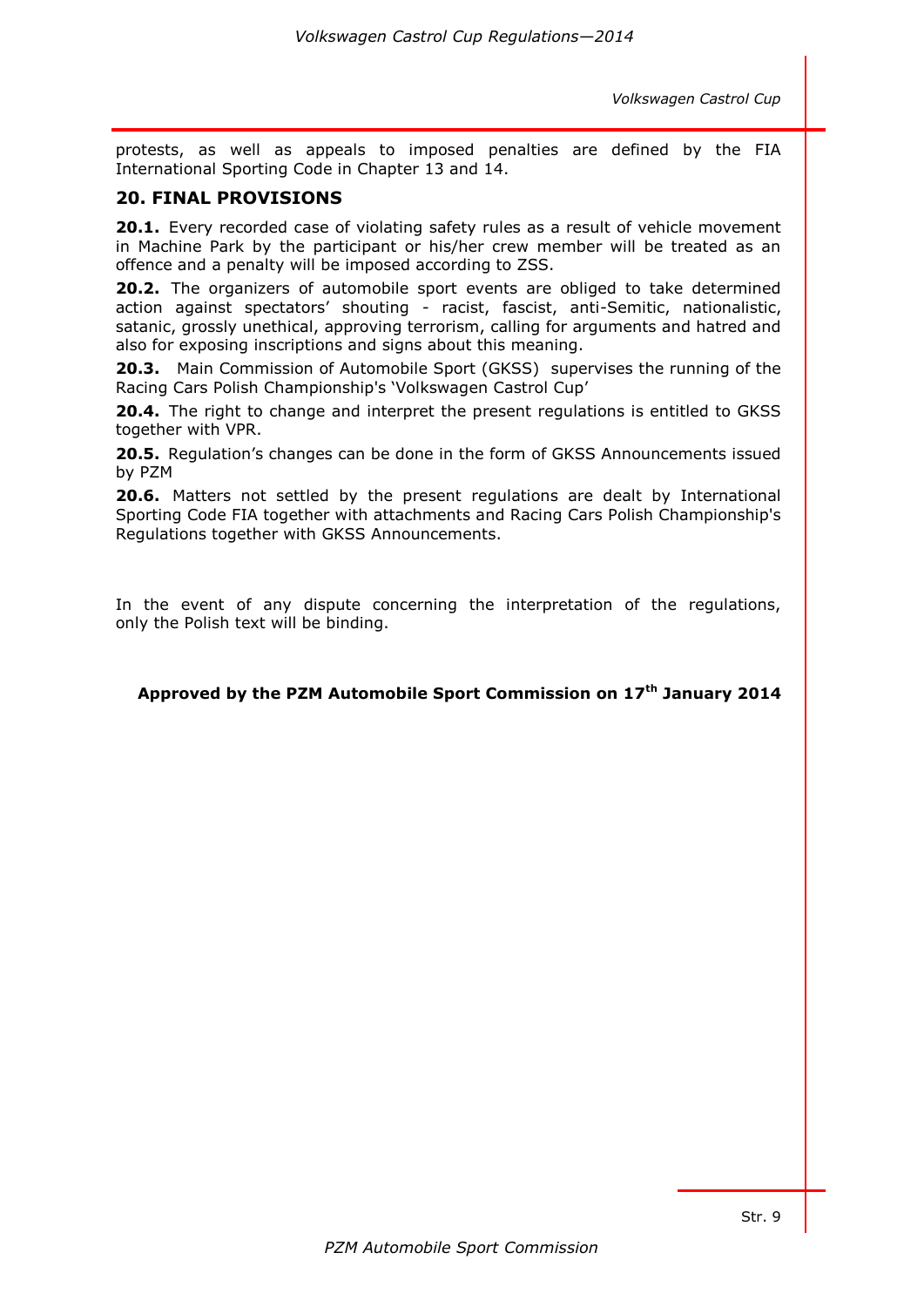protests, as well as appeals to imposed penalties are defined by the FIA International Sporting Code in Chapter 13 and 14.

## 20. FINAL PROVISIONS

**20.1.** Every recorded case of violating safety rules as a result of vehicle movement in Machine Park by the participant or his/her crew member will be treated as an offence and a penalty will be imposed according to ZSS.

**20.2.** The organizers of automobile sport events are obliged to take determined action against spectators' shouting - racist, fascist, anti-Semitic, nationalistic, satanic, grossly unethical, approving terrorism, calling for arguments and hatred and also for exposing inscriptions and signs about this meaning.

**20.3.** Main Commission of Automobile Sport (GKSS) supervises the running of the Racing Cars Polish Championship's 'Volkswagen Castrol Cup'

**20.4.** The right to change and interpret the present regulations is entitled to GKSS together with VPR.

**20.5.** Regulation's changes can be done in the form of GKSS Announcements issued by PZM

**20.6.** Matters not settled by the present regulations are dealt by International Sporting Code FIA together with attachments and Racing Cars Polish Championship's Regulations together with GKSS Announcements.

In the event of any dispute concerning the interpretation of the regulations, only the Polish text will be binding.

**Approved by the PZM Automobile Sport Commission on 17th January 2014**